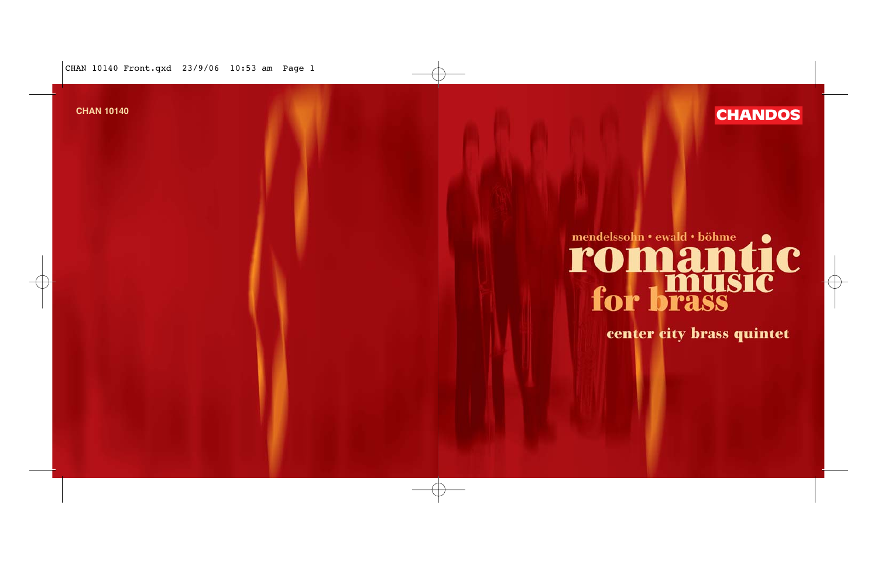CHAN 10140

CHANDOS

mendelssohn • ewald • böhme

# romantic music for brass

## center city brass quintet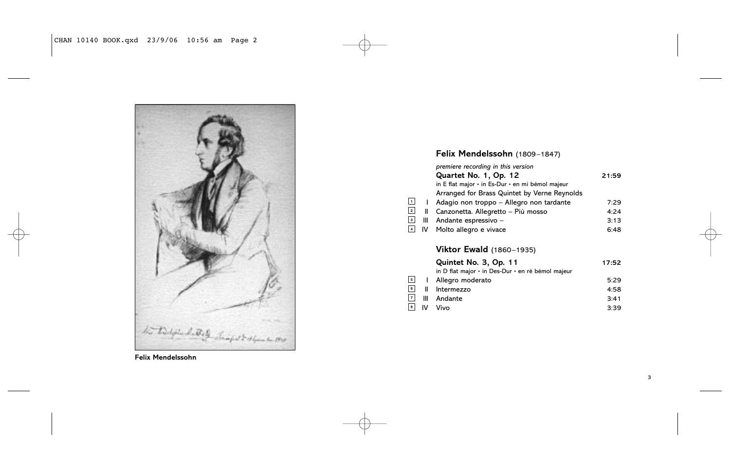Felix Mendelssohn

## Felix Mendelssohn (1809–1847)

*premiere recording in this version*

**Quartet No. 1, Op. 12** — **21:59**

in E flat major • in Es-Dur • en mi bémol majeur

Arranged for Brass Quintet by Verne Reynolds

| | | | |
|---|---|---|---|
| 1 | I | Adagio non troppo – Allegro non tardante | 7:29 |
| 2 | II | Canzonetta. Allegretto – Più mosso | 4:24 |
| 3 | III | Andante espressivo – | 3:13 |
| 4 | IV | Molto allegro e vivace | 6:48 |

## Viktor Ewald (1860–1935)

**Quintet No. 3, Op. 11** — **17:52**

in D flat major • in Des-Dur • en ré bémol majeur

| | | | |
|---|---|---|---|
| 5 | I | Allegro moderato | 5:29 |
| 6 | II | Intermezzo | 4:58 |
| 7 | III | Andante | 3:41 |
| 8 | IV | Vivo | 3:39 |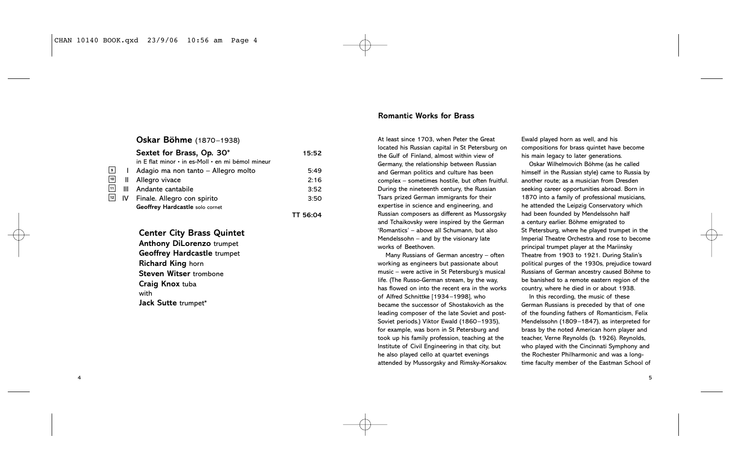## Oskar Böhme (1870–1938)

**Sextet for Brass, Op. 30*** — 15:52

in E flat minor • in es-Moll • en mi bémol mineur

| Track | | | Duration |
|---|---|---|---|
| 9 | I | Adagio ma non tanto – Allegro molto | 5:49 |
| 10 | II | Allegro vivace | 2:16 |
| 11 | III | Andante cantabile | 3:52 |
| 12 | IV | Finale. Allegro con spirito | 3:50 |

**Geoffrey Hardcastle** solo cornet

TT 56:04

**Center City Brass Quintet**
**Anthony DiLorenzo** trumpet
**Geoffrey Hardcastle** trumpet
**Richard King** horn
**Steven Witser** trombone
**Craig Knox** tuba
with
**Jack Sutte** trumpet*

## Romantic Works for Brass

At least since 1703, when Peter the Great located his Russian capital in St Petersburg on the Gulf of Finland, almost within view of Germany, the relationship between Russian and German politics and culture has been complex – sometimes hostile, but often fruitful. During the nineteenth century, the Russian Tsars prized German immigrants for their expertise in science and engineering, and Russian composers as different as Mussorgsky and Tchaikovsky were inspired by the German 'Romantics' – above all Schumann, but also Mendelssohn – and by the visionary late works of Beethoven.

Many Russians of German ancestry – often working as engineers but passionate about music – were active in St Petersburg's musical life. (The Russo-German stream, by the way, has flowed on into the recent era in the works of Alfred Schnittke [1934–1998], who became the successor of Shostakovich as the leading composer of the late Soviet and post-Soviet periods.) Viktor Ewald (1860–1935), for example, was born in St Petersburg and took up his family profession, teaching at the Institute of Civil Engineering in that city, but he also played cello at quartet evenings attended by Mussorgsky and Rimsky-Korsakov. Ewald played horn as well, and his compositions for brass quintet have become his main legacy to later generations.

Oskar Wilhelmovich Böhme (as he called himself in the Russian style) came to Russia by another route; as a musician from Dresden seeking career opportunities abroad. Born in 1870 into a family of professional musicians, he attended the Leipzig Conservatory which had been founded by Mendelssohn half a century earlier. Böhme emigrated to St Petersburg, where he played trumpet in the Imperial Theatre Orchestra and rose to become principal trumpet player at the Mariinsky Theatre from 1903 to 1921. During Stalin's political purges of the 1930s, prejudice toward Russians of German ancestry caused Böhme to be banished to a remote eastern region of the country, where he died in or about 1938.

In this recording, the music of these German Russians is preceded by that of one of the founding fathers of Romanticism, Felix Mendelssohn (1809–1847), as interpreted for brass by the noted American horn player and teacher, Verne Reynolds (b. 1926). Reynolds, who played with the Cincinnati Symphony and the Rochester Philharmonic and was a long-time faculty member of the Eastman School of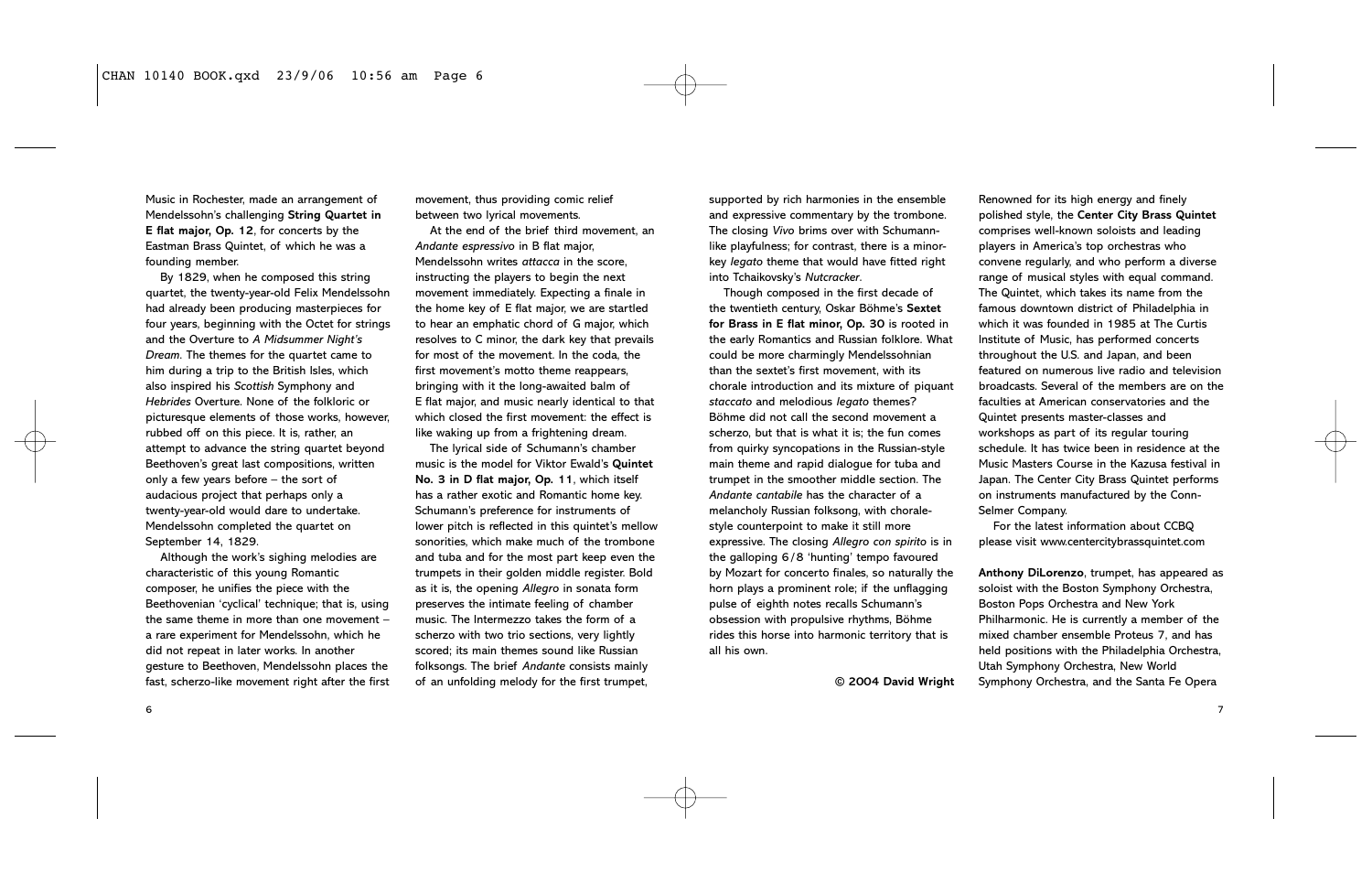Music in Rochester, made an arrangement of Mendelssohn's challenging **String Quartet in E flat major, Op. 12**, for concerts by the Eastman Brass Quintet, of which he was a founding member.

By 1829, when he composed this string quartet, the twenty-year-old Felix Mendelssohn had already been producing masterpieces for four years, beginning with the Octet for strings and the Overture to *A Midsummer Night's Dream*. The themes for the quartet came to him during a trip to the British Isles, which also inspired his *Scottish* Symphony and *Hebrides* Overture. None of the folkloric or picturesque elements of those works, however, rubbed off on this piece. It is, rather, an attempt to advance the string quartet beyond Beethoven's great last compositions, written only a few years before – the sort of audacious project that perhaps only a twenty-year-old would dare to undertake. Mendelssohn completed the quartet on September 14, 1829.

Although the work's sighing melodies are characteristic of this young Romantic composer, he unifies the piece with the Beethovenian 'cyclical' technique; that is, using the same theme in more than one movement – a rare experiment for Mendelssohn, which he did not repeat in later works. In another gesture to Beethoven, Mendelssohn places the fast, scherzo-like movement right after the first movement, thus providing comic relief between two lyrical movements.

At the end of the brief third movement, an *Andante espressivo* in B flat major, Mendelssohn writes *attacca* in the score, instructing the players to begin the next movement immediately. Expecting a finale in the home key of E flat major, we are startled to hear an emphatic chord of G major, which resolves to C minor, the dark key that prevails for most of the movement. In the coda, the first movement's motto theme reappears, bringing with it the long-awaited balm of E flat major, and music nearly identical to that which closed the first movement: the effect is like waking up from a frightening dream.

The lyrical side of Schumann's chamber music is the model for Viktor Ewald's **Quintet No. 3 in D flat major, Op. 11**, which itself has a rather exotic and Romantic home key. Schumann's preference for instruments of lower pitch is reflected in this quintet's mellow sonorities, which make much of the trombone and tuba and for the most part keep even the trumpets in their golden middle register. Bold as it is, the opening *Allegro* in sonata form preserves the intimate feeling of chamber music. The Intermezzo takes the form of a scherzo with two trio sections, very lightly scored; its main themes sound like Russian folksongs. The brief *Andante* consists mainly of an unfolding melody for the first trumpet, supported by rich harmonies in the ensemble and expressive commentary by the trombone. The closing *Vivo* brims over with Schumann-like playfulness; for contrast, there is a minor-key *legato* theme that would have fitted right into Tchaikovsky's *Nutcracker*.

Though composed in the first decade of the twentieth century, Oskar Böhme's **Sextet for Brass in E flat minor, Op. 30** is rooted in the early Romantics and Russian folklore. What could be more charmingly Mendelssohnian than the sextet's first movement, with its chorale introduction and its mixture of piquant *staccato* and melodious *legato* themes? Böhme did not call the second movement a scherzo, but that is what it is; the fun comes from quirky syncopations in the Russian-style main theme and rapid dialogue for tuba and trumpet in the smoother middle section. The *Andante cantabile* has the character of a melancholy Russian folksong, with chorale-style counterpoint to make it still more expressive. The closing *Allegro con spirito* is in the galloping 6/8 'hunting' tempo favoured by Mozart for concerto finales, so naturally the horn plays a prominent role; if the unflagging pulse of eighth notes recalls Schumann's obsession with propulsive rhythms, Böhme rides this horse into harmonic territory that is all his own.

**© 2004 David Wright**

Renowned for its high energy and finely polished style, the **Center City Brass Quintet** comprises well-known soloists and leading players in America's top orchestras who convene regularly, and who perform a diverse range of musical styles with equal command. The Quintet, which takes its name from the famous downtown district of Philadelphia in which it was founded in 1985 at The Curtis Institute of Music, has performed concerts throughout the U.S. and Japan, and been featured on numerous live radio and television broadcasts. Several of the members are on the faculties at American conservatories and the Quintet presents master-classes and workshops as part of its regular touring schedule. It has twice been in residence at the Music Masters Course in the Kazusa festival in Japan. The Center City Brass Quintet performs on instruments manufactured by the Conn-Selmer Company.

For the latest information about CCBQ please visit www.centercitybrassquintet.com

**Anthony DiLorenzo**, trumpet, has appeared as soloist with the Boston Symphony Orchestra, Boston Pops Orchestra and New York Philharmonic. He is currently a member of the mixed chamber ensemble Proteus 7, and has held positions with the Philadelphia Orchestra, Utah Symphony Orchestra, New World Symphony Orchestra, and the Santa Fe Opera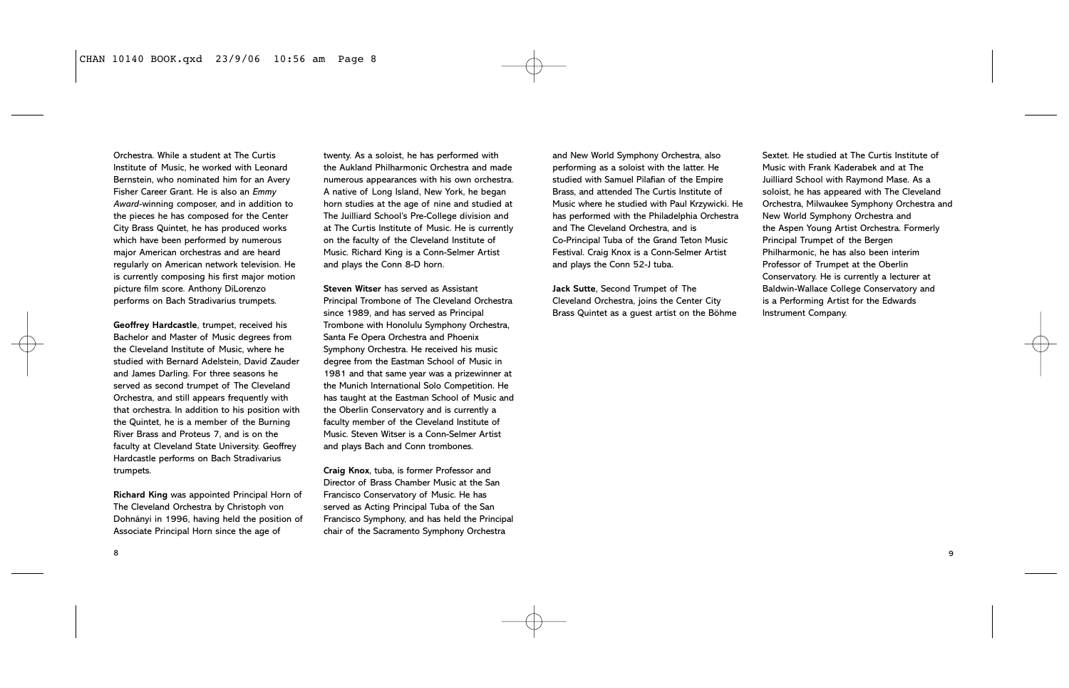Orchestra. While a student at The Curtis Institute of Music, he worked with Leonard Bernstein, who nominated him for an Avery Fisher Career Grant. He is also an *Emmy Award*-winning composer, and in addition to the pieces he has composed for the Center City Brass Quintet, he has produced works which have been performed by numerous major American orchestras and are heard regularly on American network television. He is currently composing his first major motion picture film score. Anthony DiLorenzo performs on Bach Stradivarius trumpets.

**Geoffrey Hardcastle**, trumpet, received his Bachelor and Master of Music degrees from the Cleveland Institute of Music, where he studied with Bernard Adelstein, David Zauder and James Darling. For three seasons he served as second trumpet of The Cleveland Orchestra, and still appears frequently with that orchestra. In addition to his position with the Quintet, he is a member of the Burning River Brass and Proteus 7, and is on the faculty at Cleveland State University. Geoffrey Hardcastle performs on Bach Stradivarius trumpets.

**Richard King** was appointed Principal Horn of The Cleveland Orchestra by Christoph von Dohnányi in 1996, having held the position of Associate Principal Horn since the age of twenty. As a soloist, he has performed with the Aukland Philharmonic Orchestra and made numerous appearances with his own orchestra. A native of Long Island, New York, he began horn studies at the age of nine and studied at The Juilliard School's Pre-College division and at The Curtis Institute of Music. He is currently on the faculty of the Cleveland Institute of Music. Richard King is a Conn-Selmer Artist and plays the Conn 8-D horn.

**Steven Witser** has served as Assistant Principal Trombone of The Cleveland Orchestra since 1989, and has served as Principal Trombone with Honolulu Symphony Orchestra, Santa Fe Opera Orchestra and Phoenix Symphony Orchestra. He received his music degree from the Eastman School of Music in 1981 and that same year was a prizewinner at the Munich International Solo Competition. He has taught at the Eastman School of Music and the Oberlin Conservatory and is currently a faculty member of the Cleveland Institute of Music. Steven Witser is a Conn-Selmer Artist and plays Bach and Conn trombones.

**Craig Knox**, tuba, is former Professor and Director of Brass Chamber Music at the San Francisco Conservatory of Music. He has served as Acting Principal Tuba of the San Francisco Symphony, and has held the Principal chair of the Sacramento Symphony Orchestra and New World Symphony Orchestra, also performing as a soloist with the latter. He studied with Samuel Pilafian of the Empire Brass, and attended The Curtis Institute of Music where he studied with Paul Krzywicki. He has performed with the Philadelphia Orchestra and The Cleveland Orchestra, and is Co-Principal Tuba of the Grand Teton Music Festival. Craig Knox is a Conn-Selmer Artist and plays the Conn 52-J tuba.

**Jack Sutte**, Second Trumpet of The Cleveland Orchestra, joins the Center City Brass Quintet as a guest artist on the Böhme Sextet. He studied at The Curtis Institute of Music with Frank Kaderabek and at The Juilliard School with Raymond Mase. As a soloist, he has appeared with The Cleveland Orchestra, Milwaukee Symphony Orchestra and New World Symphony Orchestra and the Aspen Young Artist Orchestra. Formerly Principal Trumpet of the Bergen Philharmonic, he has also been interim Professor of Trumpet at the Oberlin Conservatory. He is currently a lecturer at Baldwin-Wallace College Conservatory and is a Performing Artist for the Edwards Instrument Company.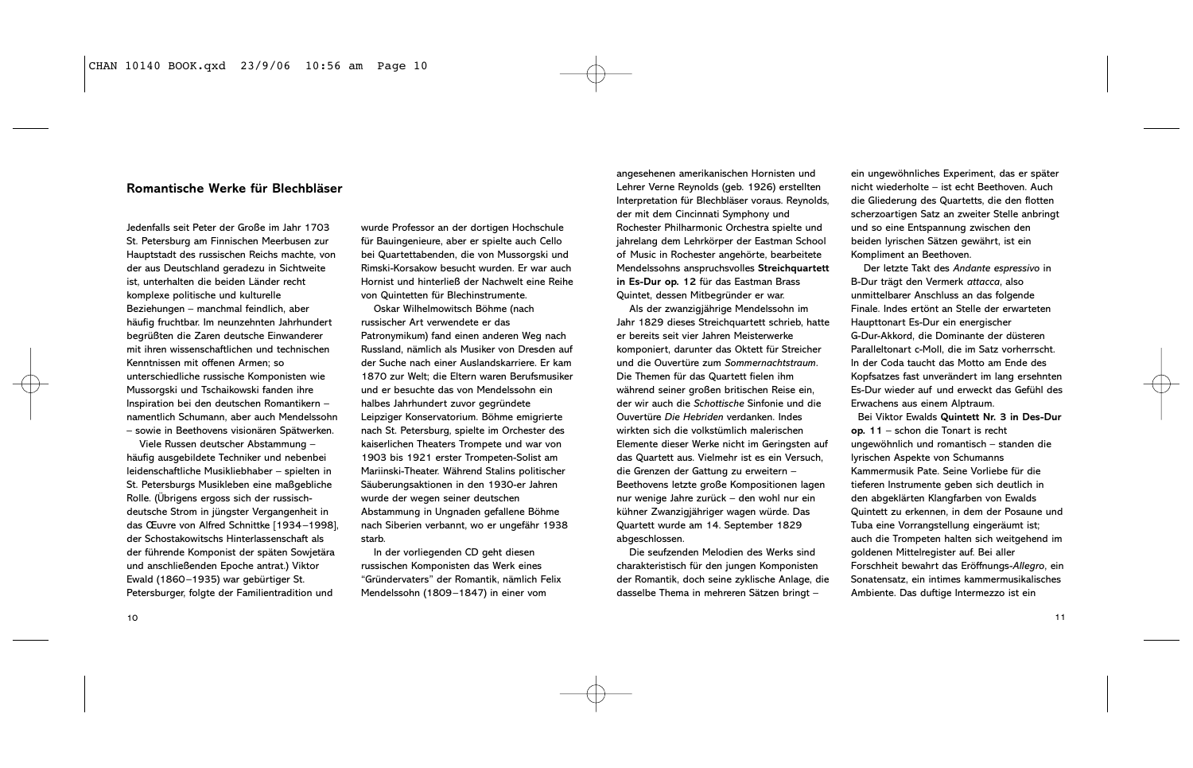## Romantische Werke für Blechbläser

Jedenfalls seit Peter der Große im Jahr 1703 St. Petersburg am Finnischen Meerbusen zur Hauptstadt des russischen Reichs machte, von der aus Deutschland geradezu in Sichtweite ist, unterhalten die beiden Länder recht komplexe politische und kulturelle Beziehungen – manchmal feindlich, aber häufig fruchtbar. Im neunzehnten Jahrhundert begrüßten die Zaren deutsche Einwanderer mit ihren wissenschaftlichen und technischen Kenntnissen mit offenen Armen; so unterschiedliche russische Komponisten wie Mussorgski und Tschaikowski fanden ihre Inspiration bei den deutschen Romantikern – namentlich Schumann, aber auch Mendelssohn – sowie in Beethovens visionären Spätwerken.

Viele Russen deutscher Abstammung – häufig ausgebildete Techniker und nebenbei leidenschaftliche Musikliebhaber – spielten in St. Petersburgs Musikleben eine maßgebliche Rolle. (Übrigens ergoss sich der russisch-deutsche Strom in jüngster Vergangenheit in das Œuvre von Alfred Schnittke [1934–1998], der Schostakowitschs Hinterlassenschaft als der führende Komponist der späten Sowjetära und anschließenden Epoche antrat.) Viktor Ewald (1860–1935) war gebürtiger St. Petersburger, folgte der Familientradition und wurde Professor an der dortigen Hochschule für Bauingenieure, aber er spielte auch Cello bei Quartettabenden, die von Mussorgski und Rimski-Korsakow besucht wurden. Er war auch Hornist und hinterließ der Nachwelt eine Reihe von Quintetten für Blechinstrumente.

Oskar Wilhelmowitsch Böhme (nach russischer Art verwendete er das Patronymikum) fand einen anderen Weg nach Russland, nämlich als Musiker von Dresden auf der Suche nach einer Auslandskarriere. Er kam 1870 zur Welt; die Eltern waren Berufsmusiker und er besuchte das von Mendelssohn ein halbes Jahrhundert zuvor gegründete Leipziger Konservatorium. Böhme emigrierte nach St. Petersburg, spielte im Orchester des kaiserlichen Theaters Trompete und war von 1903 bis 1921 erster Trompeten-Solist am Mariinski-Theater. Während Stalins politischer Säuberungsaktionen in den 1930-er Jahren wurde der wegen seiner deutschen Abstammung in Ungnaden gefallene Böhme nach Siberien verbannt, wo er ungefähr 1938 starb.

In der vorliegenden CD geht diesen russischen Komponisten das Werk eines "Gründervaters" der Romantik, nämlich Felix Mendelssohn (1809–1847) in einer vom angesehenen amerikanischen Hornisten und Lehrer Verne Reynolds (geb. 1926) erstellten Interpretation für Blechbläser voraus. Reynolds, der mit dem Cincinnati Symphony und Rochester Philharmonic Orchestra spielte und jahrelang dem Lehrkörper der Eastman School of Music in Rochester angehörte, bearbeitete Mendelssohns anspruchsvolles **Streichquartett in Es-Dur op. 12** für das Eastman Brass Quintet, dessen Mitbegründer er war.

Als der zwanzigjährige Mendelssohn im Jahr 1829 dieses Streichquartett schrieb, hatte er bereits seit vier Jahren Meisterwerke komponiert, darunter das Oktett für Streicher und die Ouvertüre zum *Sommernachtstraum*. Die Themen für das Quartett fielen ihm während seiner großen britischen Reise ein, der wir auch die *Schottische* Sinfonie und die Ouvertüre *Die Hebriden* verdanken. Indes wirkten sich die volkstümlich malerischen Elemente dieser Werke nicht im Geringsten auf das Quartett aus. Vielmehr ist es ein Versuch, die Grenzen der Gattung zu erweitern – Beethovens letzte große Kompositionen lagen nur wenige Jahre zurück – den wohl nur ein kühner Zwanzigjähriger wagen würde. Das Quartett wurde am 14. September 1829 abgeschlossen.

Die seufzenden Melodien des Werks sind charakteristisch für den jungen Komponisten der Romantik, doch seine zyklische Anlage, die dasselbe Thema in mehreren Sätzen bringt – ein ungewöhnliches Experiment, das er später nicht wiederholte – ist echt Beethoven. Auch die Gliederung des Quartetts, die den flotten scherzoartigen Satz an zweiter Stelle anbringt und so eine Entspannung zwischen den beiden lyrischen Sätzen gewährt, ist ein Kompliment an Beethoven.

Der letzte Takt des *Andante espressivo* in B-Dur trägt den Vermerk *attacca*, also unmittelbarer Anschluss an das folgende Finale. Indes ertönt an Stelle der erwarteten Haupttonart Es-Dur ein energischer G-Dur-Akkord, die Dominante der düsteren Paralleltonart c-Moll, die im Satz vorherrscht. In der Coda taucht das Motto am Ende des Kopfsatzes fast unverändert im lang ersehnten Es-Dur wieder auf und erweckt das Gefühl des Erwachens aus einem Alptraum.

Bei Viktor Ewalds **Quintett Nr. 3 in Des-Dur op. 11** – schon die Tonart ist recht ungewöhnlich und romantisch – standen die lyrischen Aspekte von Schumanns Kammermusik Pate. Seine Vorliebe für die tieferen Instrumente geben sich deutlich in den abgeklärten Klangfarben von Ewalds Quintett zu erkennen, in dem der Posaune und Tuba eine Vorrangstellung eingeräumt ist; auch die Trompeten halten sich weitgehend im goldenen Mittelregister auf. Bei aller Forschheit bewahrt das Eröffnungs-*Allegro*, ein Sonatensatz, ein intimes kammermusikalisches Ambiente. Das duftige Intermezzo ist ein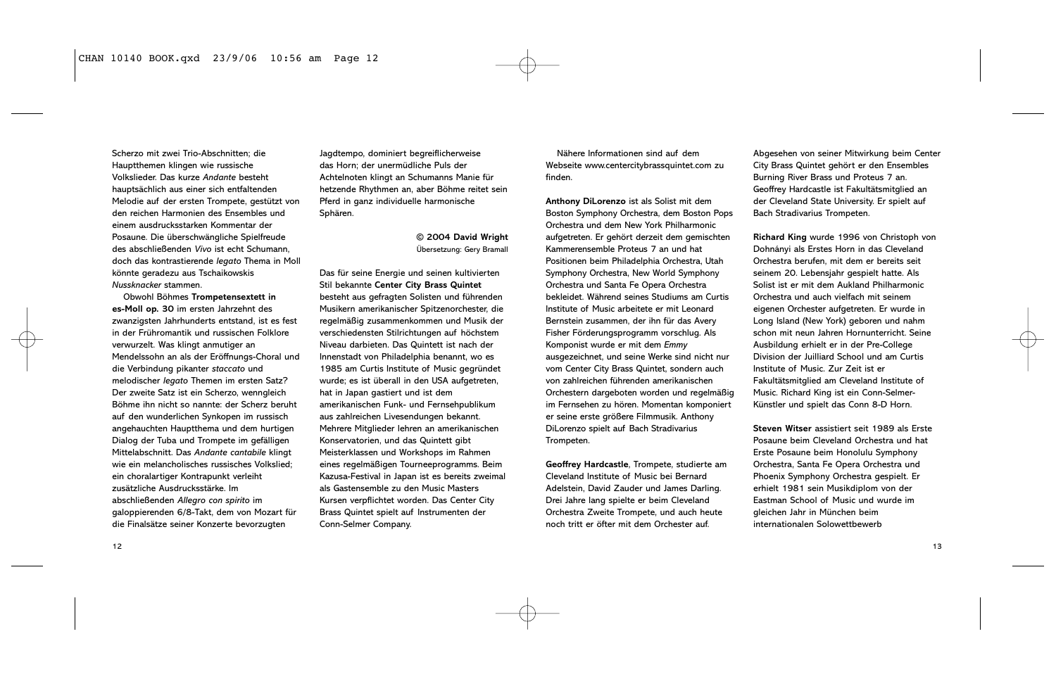Scherzo mit zwei Trio-Abschnitten; die Hauptthemen klingen wie russische Volkslieder. Das kurze *Andante* besteht hauptsächlich aus einer sich entfaltenden Melodie auf der ersten Trompete, gestützt von den reichen Harmonien des Ensembles und einem ausdrucksstarken Kommentar der Posaune. Die überschwängliche Spielfreude des abschließenden *Vivo* ist echt Schumann, doch das kontrastierende *legato* Thema in Moll könnte geradezu aus Tschaikowskis *Nussknacker* stammen.

Obwohl Böhmes **Trompetensextett in es-Moll op. 30** im ersten Jahrzehnt des zwanzigsten Jahrhunderts entstand, ist es fest in der Frühromantik und russischen Folklore verwurzelt. Was klingt anmutiger an Mendelssohn an als der Eröffnungs-Choral und die Verbindung pikanter *staccato* und melodischer *legato* Themen im ersten Satz? Der zweite Satz ist ein Scherzo, wenngleich Böhme ihn nicht so nannte: der Scherz beruht auf den wunderlichen Synkopen im russisch angehauchten Hauptthema und dem hurtigen Dialog der Tuba und Trompete im gefälligen Mittelabschnitt. Das *Andante cantabile* klingt wie ein melancholisches russisches Volkslied; ein choralartiger Kontrapunkt verleiht zusätzliche Ausdrucksstärke. Im abschließenden *Allegro con spirito* im galoppierenden 6/8-Takt, dem von Mozart für die Finalsätze seiner Konzerte bevorzugten Jagdtempo, dominiert begreiflicherweise das Horn; der unermüdliche Puls der Achtelnoten klingt an Schumanns Manie für hetzende Rhythmen an, aber Böhme reitet sein Pferd in ganz individuelle harmonische Sphären.

**© 2004 David Wright**
Übersetzung: Gery Bramall

Das für seine Energie und seinen kultivierten Stil bekannte **Center City Brass Quintet** besteht aus gefragten Solisten und führenden Musikern amerikanischer Spitzenorchester, die regelmäßig zusammenkommen und Musik der verschiedensten Stilrichtungen auf höchstem Niveau darbieten. Das Quintett ist nach der Innenstadt von Philadelphia benannt, wo es 1985 am Curtis Institute of Music gegründet wurde; es ist überall in den USA aufgetreten, hat in Japan gastiert und ist dem amerikanischen Funk- und Fernsehpublikum aus zahlreichen Livesendungen bekannt. Mehrere Mitglieder lehren an amerikanischen Konservatorien, und das Quintett gibt Meisterklassen und Workshops im Rahmen eines regelmäßigen Tourneeprogramms. Beim Kazusa-Festival in Japan ist es bereits zweimal als Gastensemble zu den Music Masters Kursen verpflichtet worden. Das Center City Brass Quintet spielt auf Instrumenten der Conn-Selmer Company.

Nähere Informationen sind auf dem Webseite www.centercitybrassquintet.com zu finden.

**Anthony DiLorenzo** ist als Solist mit dem Boston Symphony Orchestra, dem Boston Pops Orchestra und dem New York Philharmonic aufgetreten. Er gehört derzeit dem gemischten Kammerensemble Proteus 7 an und hat Positionen beim Philadelphia Orchestra, Utah Symphony Orchestra, New World Symphony Orchestra und Santa Fe Opera Orchestra bekleidet. Während seines Studiums am Curtis Institute of Music arbeitete er mit Leonard Bernstein zusammen, der ihn für das Avery Fisher Förderungsprogramm vorschlug. Als Komponist wurde er mit dem *Emmy* ausgezeichnet, und seine Werke sind nicht nur vom Center City Brass Quintet, sondern auch von zahlreichen führenden amerikanischen Orchestern dargeboten worden und regelmäßig im Fernsehen zu hören. Momentan komponiert er seine erste größere Filmmusik. Anthony DiLorenzo spielt auf Bach Stradivarius Trompeten.

**Geoffrey Hardcastle**, Trompete, studierte am Cleveland Institute of Music bei Bernard Adelstein, David Zauder und James Darling. Drei Jahre lang spielte er beim Cleveland Orchestra Zweite Trompete, und auch heute noch tritt er öfter mit dem Orchester auf. Abgesehen von seiner Mitwirkung beim Center City Brass Quintet gehört er den Ensembles Burning River Brass und Proteus 7 an. Geoffrey Hardcastle ist Fakultätsmitglied an der Cleveland State University. Er spielt auf Bach Stradivarius Trompeten.

**Richard King** wurde 1996 von Christoph von Dohnányi als Erstes Horn in das Cleveland Orchestra berufen, mit dem er bereits seit seinem 20. Lebensjahr gespielt hatte. Als Solist ist er mit dem Aukland Philharmonic Orchestra und auch vielfach mit seinem eigenen Orchester aufgetreten. Er wurde in Long Island (New York) geboren und nahm schon mit neun Jahren Hornunterricht. Seine Ausbildung erhielt er in der Pre-College Division der Juilliard School und am Curtis Institute of Music. Zur Zeit ist er Fakultätsmitglied am Cleveland Institute of Music. Richard King ist ein Conn-Selmer-Künstler und spielt das Conn 8-D Horn.

**Steven Witser** assistiert seit 1989 als Erste Posaune beim Cleveland Orchestra und hat Erste Posaune beim Honolulu Symphony Orchestra, Santa Fe Opera Orchestra und Phoenix Symphony Orchestra gespielt. Er erhielt 1981 sein Musikdiplom von der Eastman School of Music und wurde im gleichen Jahr in München beim internationalen Solowettbewerb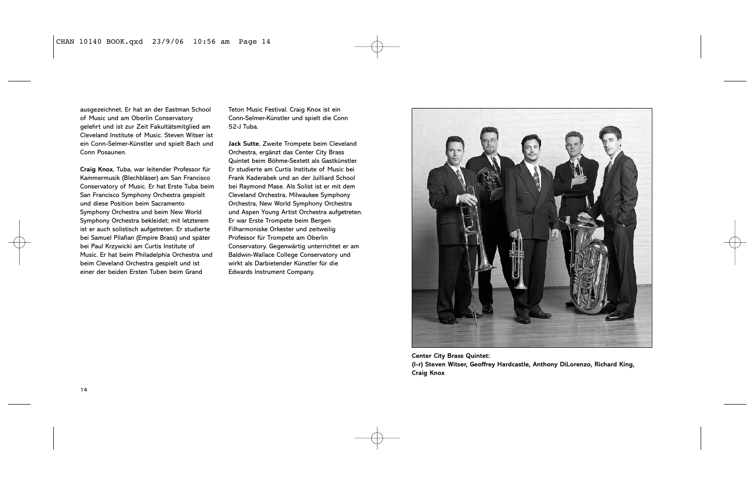ausgezeichnet. Er hat an der Eastman School of Music und am Oberlin Conservatory gelehrt und ist zur Zeit Fakultätsmitglied am Cleveland Institute of Music. Steven Witser ist ein Conn-Selmer-Künstler und spielt Bach und Conn Posaunen.

**Craig Knox**, Tuba, war leitender Professor für Kammermusik (Blechbläser) am San Francisco Conservatory of Music. Er hat Erste Tuba beim San Francisco Symphony Orchestra gespielt und diese Position beim Sacramento Symphony Orchestra und beim New World Symphony Orchestra bekleidet; mit letzterem ist er auch solistisch aufgetreten. Er studierte bei Samuel Pilafian (Empire Brass) und später bei Paul Krzywicki am Curtis Institute of Music. Er hat beim Philadelphia Orchestra und beim Cleveland Orchestra gespielt und ist einer der beiden Ersten Tuben beim Grand Teton Music Festival. Craig Knox ist ein Conn-Selmer-Künstler und spielt die Conn 52-J Tuba.

**Jack Sutte**, Zweite Trompete beim Cleveland Orchestra, ergänzt das Center City Brass Quintet beim Böhme-Sextett als Gastkünstler. Er studierte am Curtis Institute of Music bei Frank Kaderabek und an der Juilliard School bei Raymond Mase. Als Solist ist er mit dem Cleveland Orchestra, Milwaukee Symphony Orchestra, New World Symphony Orchestra und Aspen Young Artist Orchestra aufgetreten. Er war Erste Trompete beim Bergen Filharmoniske Orkester und zeitweilig Professor für Trompete am Oberlin Conservatory. Gegenwärtig unterrichtet er am Baldwin-Wallace College Conservatory und wirkt als Darbietender Künstler für die Edwards Instrument Company.

**Center City Brass Quintet:**
**(l-r) Steven Witser, Geoffrey Hardcastle, Anthony DiLorenzo, Richard King, Craig Knox**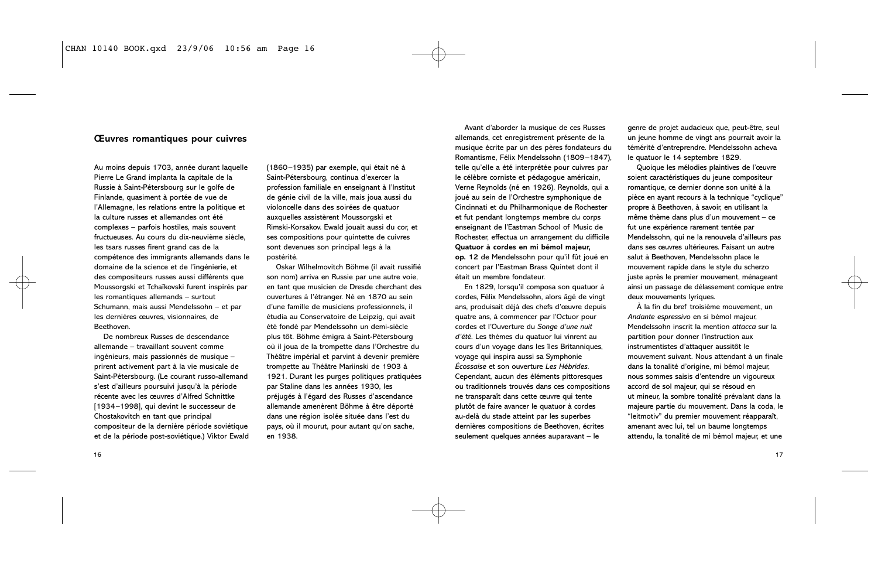## Œuvres romantiques pour cuivres

Au moins depuis 1703, année durant laquelle Pierre Le Grand implanta la capitale de la Russie à Saint-Pétersbourg sur le golfe de Finlande, quasiment à portée de vue de l'Allemagne, les relations entre la politique et la culture russes et allemandes ont été complexes – parfois hostiles, mais souvent fructueuses. Au cours du dix-neuvième siècle, les tsars russes firent grand cas de la compétence des immigrants allemands dans le domaine de la science et de l'ingénierie, et des compositeurs russes aussi différents que Moussorgski et Tchaïkovski furent inspirés par les romantiques allemands – surtout Schumann, mais aussi Mendelssohn – et par les dernières œuvres, visionnaires, de Beethoven.

De nombreux Russes de descendance allemande – travaillant souvent comme ingénieurs, mais passionnés de musique – prirent activement part à la vie musicale de Saint-Pétersbourg. (Le courant russo-allemand s'est d'ailleurs poursuivi jusqu'à la période récente avec les œuvres d'Alfred Schnittke [1934–1998], qui devint le successeur de Chostakovitch en tant que principal compositeur de la dernière période soviétique et de la période post-soviétique.) Viktor Ewald (1860–1935) par exemple, qui était né à Saint-Pétersbourg, continua d'exercer la profession familiale en enseignant à l'Institut de génie civil de la ville, mais joua aussi du violoncelle dans des soirées de quatuor auxquelles assistèrent Moussorgski et Rimski-Korsakov. Ewald jouait aussi du cor, et ses compositions pour quintette de cuivres sont devenues son principal legs à la postérité.

Oskar Wilhelmovitch Böhme (il avait russifié son nom) arriva en Russie par une autre voie, en tant que musicien de Dresde cherchant des ouvertures à l'étranger. Né en 1870 au sein d'une famille de musiciens professionnels, il étudia au Conservatoire de Leipzig, qui avait été fondé par Mendelssohn un demi-siècle plus tôt. Böhme émigra à Saint-Pétersbourg où il joua de la trompette dans l'Orchestre du Théâtre impérial et parvint à devenir première trompette au Théâtre Mariinski de 1903 à 1921. Durant les purges politiques pratiquées par Staline dans les années 1930, les préjugés à l'égard des Russes d'ascendance allemande amenèrent Böhme à être déporté dans une région isolée située dans l'est du pays, où il mourut, pour autant qu'on sache, en 1938.

Avant d'aborder la musique de ces Russes allemands, cet enregistrement présente de la musique écrite par un des pères fondateurs du Romantisme, Félix Mendelssohn (1809–1847), telle qu'elle a été interprétée pour cuivres par le célèbre corniste et pédagogue américain, Verne Reynolds (né en 1926). Reynolds, qui a joué au sein de l'Orchestre symphonique de Cincinnati et du Philharmonique de Rochester et fut pendant longtemps membre du corps enseignant de l'Eastman School of Music de Rochester, effectua un arrangement du difficile **Quatuor à cordes en mi bémol majeur, op. 12** de Mendelssohn pour qu'il fût joué en concert par l'Eastman Brass Quintet dont il était un membre fondateur.

En 1829, lorsqu'il composa son quatuor à cordes, Félix Mendelssohn, alors âgé de vingt ans, produisait déjà des chefs d'œuvre depuis quatre ans, à commencer par l'Octuor pour cordes et l'Ouverture du *Songe d'une nuit d'été*. Les thèmes du quatuor lui vinrent au cours d'un voyage dans les îles Britanniques, voyage qui inspira aussi sa Symphonie *Écossaise* et son ouverture *Les Hébrides*. Cependant, aucun des éléments pittoresques ou traditionnels trouvés dans ces compositions ne transparaît dans cette œuvre qui tente plutôt de faire avancer le quatuor à cordes au-delà du stade atteint par les superbes dernières compositions de Beethoven, écrites seulement quelques années auparavant – le genre de projet audacieux que, peut-être, seul un jeune homme de vingt ans pourrait avoir la témérité d'entreprendre. Mendelssohn acheva le quatuor le 14 septembre 1829.

Quoique les mélodies plaintives de l'œuvre soient caractéristiques du jeune compositeur romantique, ce dernier donne son unité à la pièce en ayant recours à la technique "cyclique" propre à Beethoven, à savoir, en utilisant la même thème dans plus d'un mouvement – ce fut une expérience rarement tentée par Mendelssohn, qui ne la renouvela d'ailleurs pas dans ses œuvres ultérieures. Faisant un autre salut à Beethoven, Mendelssohn place le mouvement rapide dans le style du scherzo juste après le premier mouvement, ménageant ainsi un passage de délassement comique entre deux mouvements lyriques.

À la fin du bref troisième mouvement, un *Andante espressivo* en si bémol majeur, Mendelssohn inscrit la mention *attacca* sur la partition pour donner l'instruction aux instrumentistes d'attaquer aussitôt le mouvement suivant. Nous attendant à un finale dans la tonalité d'origine, mi bémol majeur, nous sommes saisis d'entendre un vigoureux accord de sol majeur, qui se résoud en ut mineur, la sombre tonalité prévalant dans la majeure partie du mouvement. Dans la coda, le "leitmotiv" du premier mouvement réapparaît, amenant avec lui, tel un baume longtemps attendu, la tonalité de mi bémol majeur, et une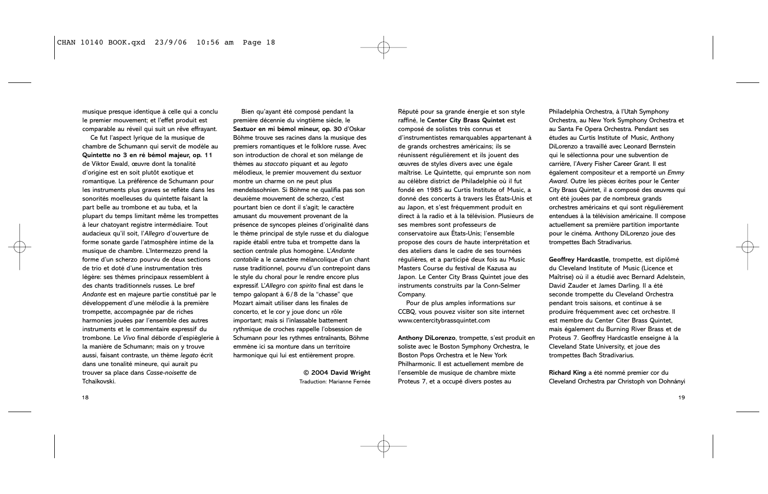musique presque identique à celle qui a conclu le premier mouvement; et l'effet produit est comparable au réveil qui suit un rêve effrayant.

Ce fut l'aspect lyrique de la musique de chambre de Schumann qui servit de modèle au **Quintette no 3 en ré bémol majeur, op. 11** de Viktor Ewald, œuvre dont la tonalité d'origine est en soit plutôt exotique et romantique. La préférence de Schumann pour les instruments plus graves se reflète dans les sonorités moelleuses du quintette faisant la part belle au trombone et au tuba, et la plupart du temps limitant même les trompettes à leur chatoyant registre intermédiaire. Tout audacieux qu'il soit, l'*Allegro* d'ouverture de forme sonate garde l'atmosphère intime de la musique de chambre. L'Intermezzo prend la forme d'un scherzo pourvu de deux sections de trio et doté d'une instrumentation très légère: ses thèmes principaux ressemblent à des chants traditionnels russes. Le bref *Andante* est en majeure partie constitué par le développement d'une mélodie à la première trompette, accompagnée par de riches harmonies jouées par l'ensemble des autres instruments et le commentaire expressif du trombone. Le *Vivo* final déborde d'espièglerie à la manière de Schumann; mais on y trouve aussi, faisant contraste, un thème *legato* écrit dans une tonalité mineure, qui aurait pu trouver sa place dans *Casse-noisette* de Tchaïkovski.

Bien qu'ayant été composé pendant la première décennie du vingtième siècle, le **Sextuor en mi bémol mineur, op. 30** d'Oskar Böhme trouve ses racines dans la musique des premiers romantiques et le folklore russe. Avec son introduction de choral et son mélange de thèmes au *staccato* piquant et au *legato* mélodieux, le premier mouvement du sextuor montre un charme on ne peut plus mendelssohnien. Si Böhme ne qualifia pas son deuxième mouvement de scherzo, c'est pourtant bien ce dont il s'agit; le caractère amusant du mouvement provenant de la présence de syncopes pleines d'originalité dans le thème principal de style russe et du dialogue rapide établi entre tuba et trompette dans la section centrale plus homogène. L'*Andante cantabile* a le caractère mélancolique d'un chant russe traditionnel, pourvu d'un contrepoint dans le style du choral pour le rendre encore plus expressif. L'*Allegro con spirito* final est dans le tempo galopant à 6/8 de la "chasse" que Mozart aimait utiliser dans les finales de concerto, et le cor y joue donc un rôle important; mais si l'inlassable battement rythmique de croches rappelle l'obsession de Schumann pour les rythmes entraînants, Böhme emmène ici sa monture dans un territoire harmonique qui lui est entièrement propre.

**© 2004 David Wright**
Traduction: Marianne Fernée

Réputé pour sa grande énergie et son style raffiné, le **Center City Brass Quintet** est composé de solistes très connus et d'instrumentistes remarquables appartenant à de grands orchestres américains; ils se réunissent régulièrement et ils jouent des œuvres de styles divers avec une égale maîtrise. Le Quintette, qui emprunte son nom au célèbre district de Philadelphie où il fut fondé en 1985 au Curtis Institute of Music, a donné des concerts à travers les États-Unis et au Japon, et s'est fréquemment produit en direct à la radio et à la télévision. Plusieurs de ses membres sont professeurs de conservatoire aux États-Unis; l'ensemble propose des cours de haute interprétation et des ateliers dans le cadre de ses tournées régulières, et a participé deux fois au Music Masters Course du festival de Kazusa au Japon. Le Center City Brass Quintet joue des instruments construits par la Conn-Selmer Company.

Pour de plus amples informations sur CCBQ, vous pouvez visiter son site internet www.centercitybrassquintet.com

**Anthony DiLorenzo**, trompette, s'est produit en soliste avec le Boston Symphony Orchestra, le Boston Pops Orchestra et le New York Philharmonic. Il est actuellement membre de l'ensemble de musique de chambre mixte Proteus 7, et a occupé divers postes au Philadelphia Orchestra, à l'Utah Symphony Orchestra, au New York Symphony Orchestra et au Santa Fe Opera Orchestra. Pendant ses études au Curtis Institute of Music, Anthony DiLorenzo a travaillé avec Leonard Bernstein qui le sélectionna pour une subvention de carrière, l'Avery Fisher Career Grant. Il est également compositeur et a remporté un *Emmy Award*. Outre les pièces écrites pour le Center City Brass Quintet, il a composé des œuvres qui ont été jouées par de nombreux grands orchestres américains et qui sont régulièrement entendues à la télévision américaine. Il compose actuellement sa première partition importante pour le cinéma. Anthony DiLorenzo joue des trompettes Bach Stradivarius.

**Geoffrey Hardcastle**, trompette, est diplômé du Cleveland Institute of Music (Licence et Maîtrise) où il a étudié avec Bernard Adelstein, David Zauder et James Darling. Il a été seconde trompette du Cleveland Orchestra pendant trois saisons, et continue à se produire fréquemment avec cet orchestre. Il est membre du Center Citer Brass Quintet, mais également du Burning River Brass et de Proteus 7. Geoffrey Hardcastle enseigne à la Cleveland State University, et joue des trompettes Bach Stradivarius.

**Richard King** a été nommé premier cor du Cleveland Orchestra par Christoph von Dohnányi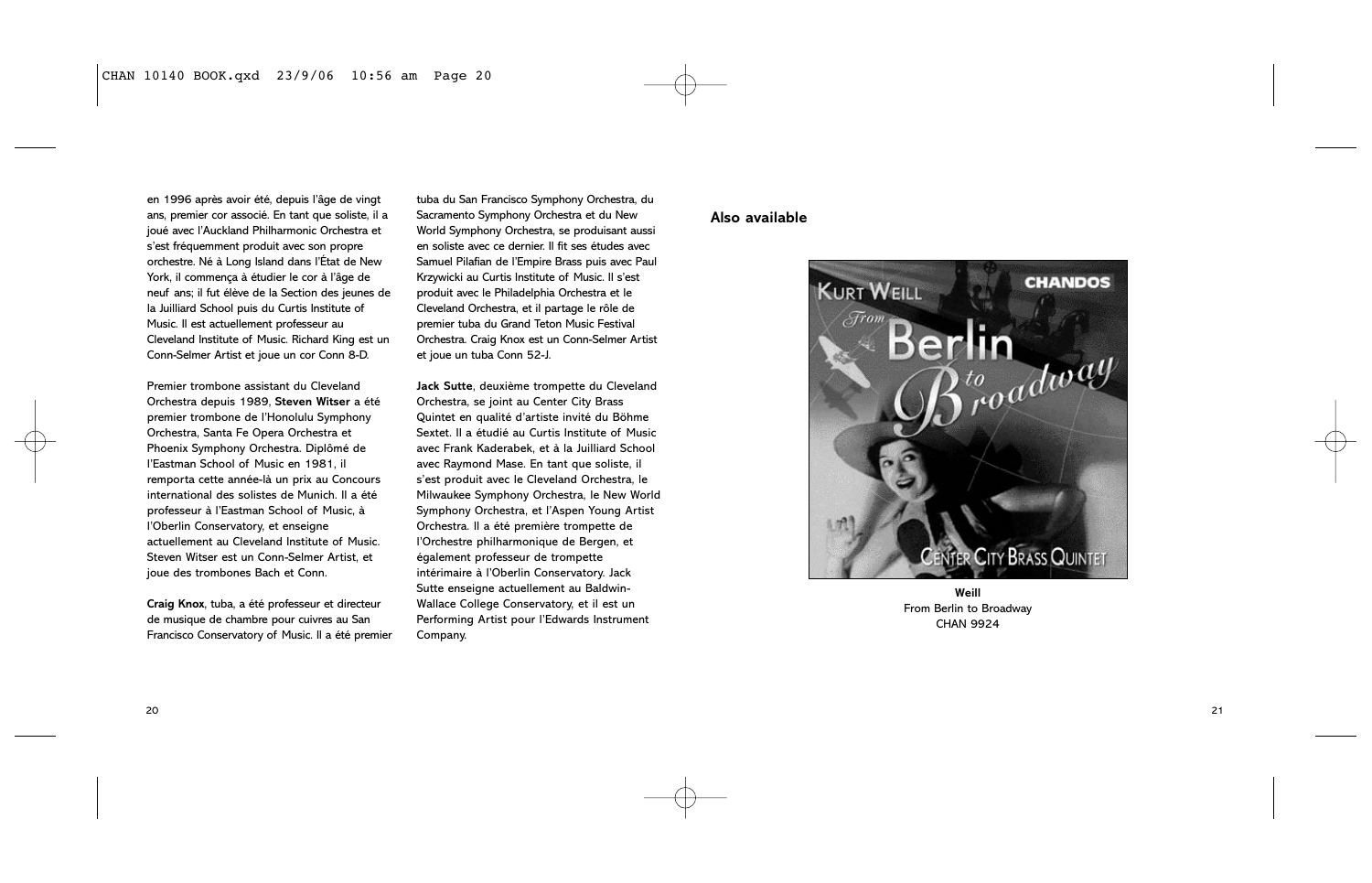en 1996 après avoir été, depuis l'âge de vingt ans, premier cor associé. En tant que soliste, il a joué avec l'Auckland Philharmonic Orchestra et s'est fréquemment produit avec son propre orchestre. Né à Long Island dans l'État de New York, il commença à étudier le cor à l'âge de neuf ans; il fut élève de la Section des jeunes de la Juilliard School puis du Curtis Institute of Music. Il est actuellement professeur au Cleveland Institute of Music. Richard King est un Conn-Selmer Artist et joue un cor Conn 8-D.

Premier trombone assistant du Cleveland Orchestra depuis 1989, **Steven Witser** a été premier trombone de l'Honolulu Symphony Orchestra, Santa Fe Opera Orchestra et Phoenix Symphony Orchestra. Diplômé de l'Eastman School of Music en 1981, il remporta cette année-là un prix au Concours international des solistes de Munich. Il a été professeur à l'Eastman School of Music, à l'Oberlin Conservatory, et enseigne actuellement au Cleveland Institute of Music. Steven Witser est un Conn-Selmer Artist, et joue des trombones Bach et Conn.

**Craig Knox**, tuba, a été professeur et directeur de musique de chambre pour cuivres au San Francisco Conservatory of Music. Il a été premier tuba du San Francisco Symphony Orchestra, du Sacramento Symphony Orchestra et du New World Symphony Orchestra, se produisant aussi en soliste avec ce dernier. Il fit ses études avec Samuel Pilafian de l'Empire Brass puis avec Paul Krzywicki au Curtis Institute of Music. Il s'est produit avec le Philadelphia Orchestra et le Cleveland Orchestra, et il partage le rôle de premier tuba du Grand Teton Music Festival Orchestra. Craig Knox est un Conn-Selmer Artist et joue un tuba Conn 52-J.

**Jack Sutte**, deuxième trompette du Cleveland Orchestra, se joint au Center City Brass Quintet en qualité d'artiste invité du Böhme Sextet. Il a étudié au Curtis Institute of Music avec Frank Kaderabek, et à la Juilliard School avec Raymond Mase. En tant que soliste, il s'est produit avec le Cleveland Orchestra, le Milwaukee Symphony Orchestra, le New World Symphony Orchestra, et l'Aspen Young Artist Orchestra. Il a été première trompette de l'Orchestre philharmonique de Bergen, et également professeur de trompette intérimaire à l'Oberlin Conservatory. Jack Sutte enseigne actuellement au Baldwin-Wallace College Conservatory, et il est un Performing Artist pour l'Edwards Instrument Company.

## Also available

**Weill**
From Berlin to Broadway
CHAN 9924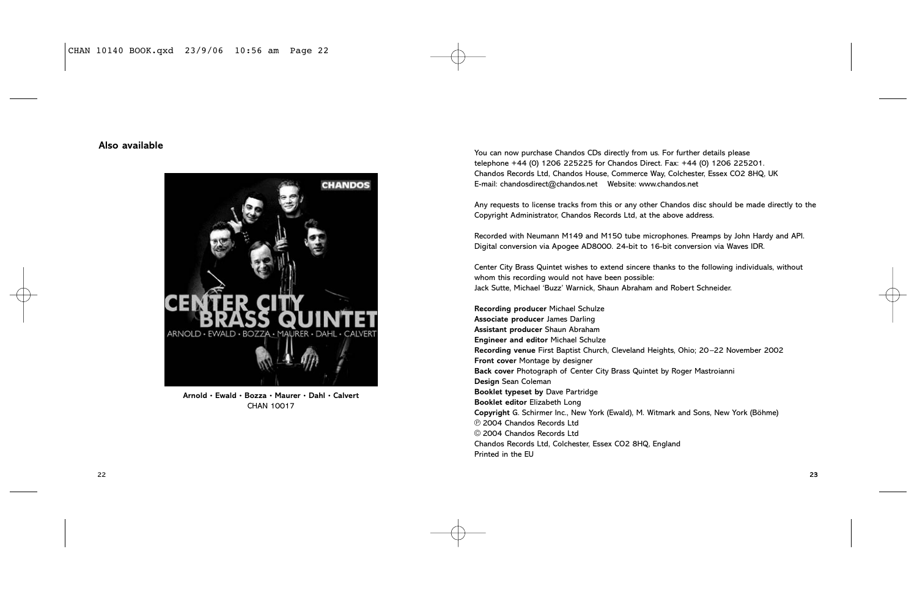**Also available**

**Arnold • Ewald • Bozza • Maurer • Dahl • Calvert**
CHAN 10017

You can now purchase Chandos CDs directly from us. For further details please telephone +44 (0) 1206 225225 for Chandos Direct. Fax: +44 (0) 1206 225201.
Chandos Records Ltd, Chandos House, Commerce Way, Colchester, Essex CO2 8HQ, UK
E-mail: chandosdirect@chandos.net    Website: www.chandos.net

Any requests to license tracks from this or any other Chandos disc should be made directly to the Copyright Administrator, Chandos Records Ltd, at the above address.

Recorded with Neumann M149 and M150 tube microphones. Preamps by John Hardy and API.
Digital conversion via Apogee AD8000. 24-bit to 16-bit conversion via Waves IDR.

Center City Brass Quintet wishes to extend sincere thanks to the following individuals, without whom this recording would not have been possible:
Jack Sutte, Michael 'Buzz' Warnick, Shaun Abraham and Robert Schneider.

**Recording producer** Michael Schulze
**Associate producer** James Darling
**Assistant producer** Shaun Abraham
**Engineer and editor** Michael Schulze
**Recording venue** First Baptist Church, Cleveland Heights, Ohio; 20–22 November 2002
**Front cover** Montage by designer
**Back cover** Photograph of Center City Brass Quintet by Roger Mastroianni
**Design** Sean Coleman
**Booklet typeset by** Dave Partridge
**Booklet editor** Elizabeth Long
**Copyright** G. Schirmer Inc., New York (Ewald), M. Witmark and Sons, New York (Böhme)
℗ 2004 Chandos Records Ltd
© 2004 Chandos Records Ltd
Chandos Records Ltd, Colchester, Essex CO2 8HQ, England
Printed in the EU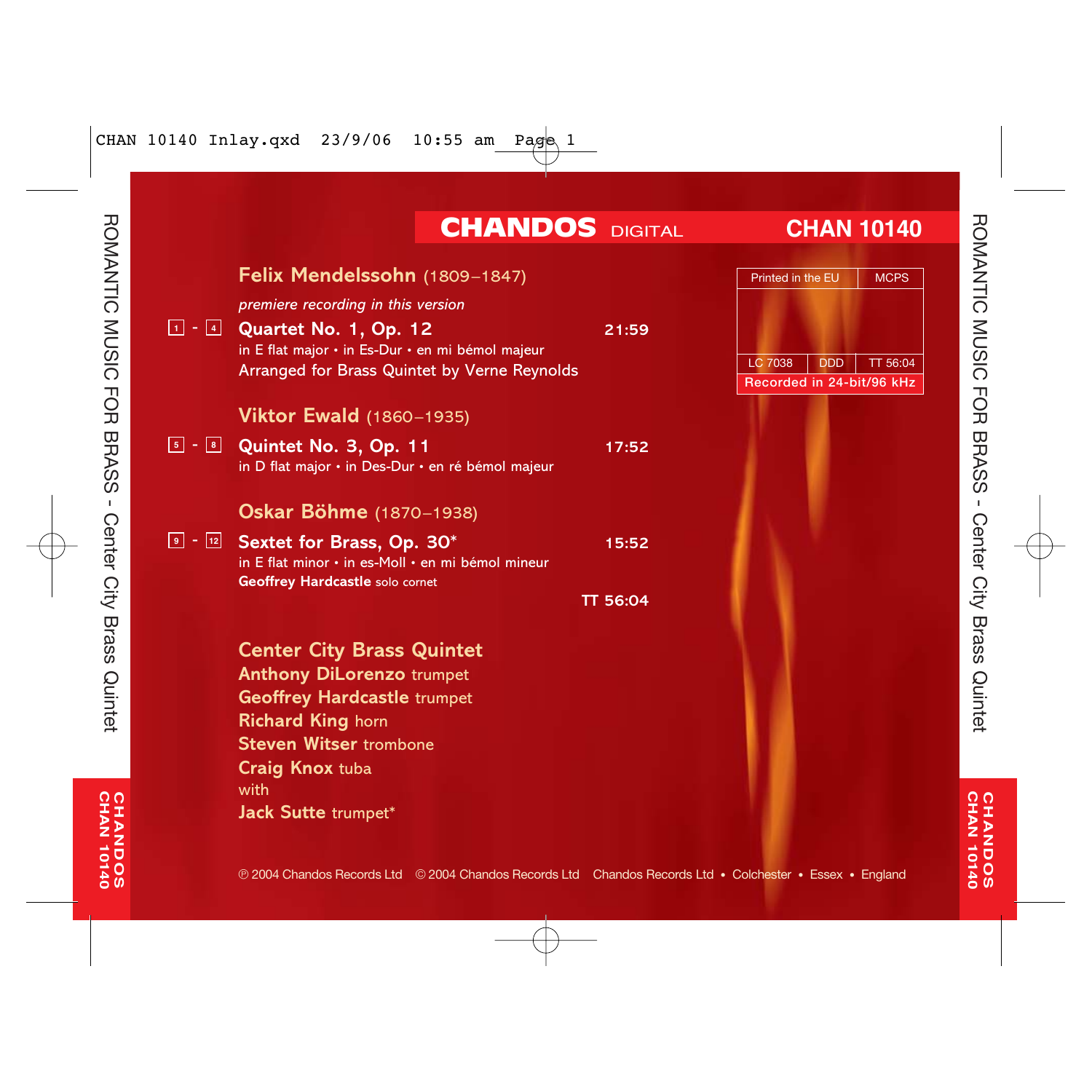**CHANDOS** DIGITAL

**CHAN 10140**

| Printed in the EU | | MCPS |
|---|---|---|
| | | |
| LC 7038 | DDD | TT 56:04 |
| Recorded in 24-bit/96 kHz | | |

## Felix Mendelssohn (1809–1847)

*premiere recording in this version*

1 - 4 **Quartet No. 1, Op. 12** 21:59
in E flat major • in Es-Dur • en mi bémol majeur
Arranged for Brass Quintet by Verne Reynolds

## Viktor Ewald (1860–1935)

5 - 8 **Quintet No. 3, Op. 11** 17:52
in D flat major • in Des-Dur • en ré bémol majeur

## Oskar Böhme (1870–1938)

9 - 12 **Sextet for Brass, Op. 30*** 15:52
in E flat minor • in es-Moll • en mi bémol mineur
**Geoffrey Hardcastle** solo cornet

**TT 56:04**

## Center City Brass Quintet

**Anthony DiLorenzo** trumpet
**Geoffrey Hardcastle** trumpet
**Richard King** horn
**Steven Witser** trombone
**Craig Knox** tuba
with
**Jack Sutte** trumpet*

℗ 2004 Chandos Records Ltd © 2004 Chandos Records Ltd Chandos Records Ltd • Colchester • Essex • England

ROMANTIC MUSIC FOR BRASS - Center City Brass Quintet

CHANDOS CHAN 10140